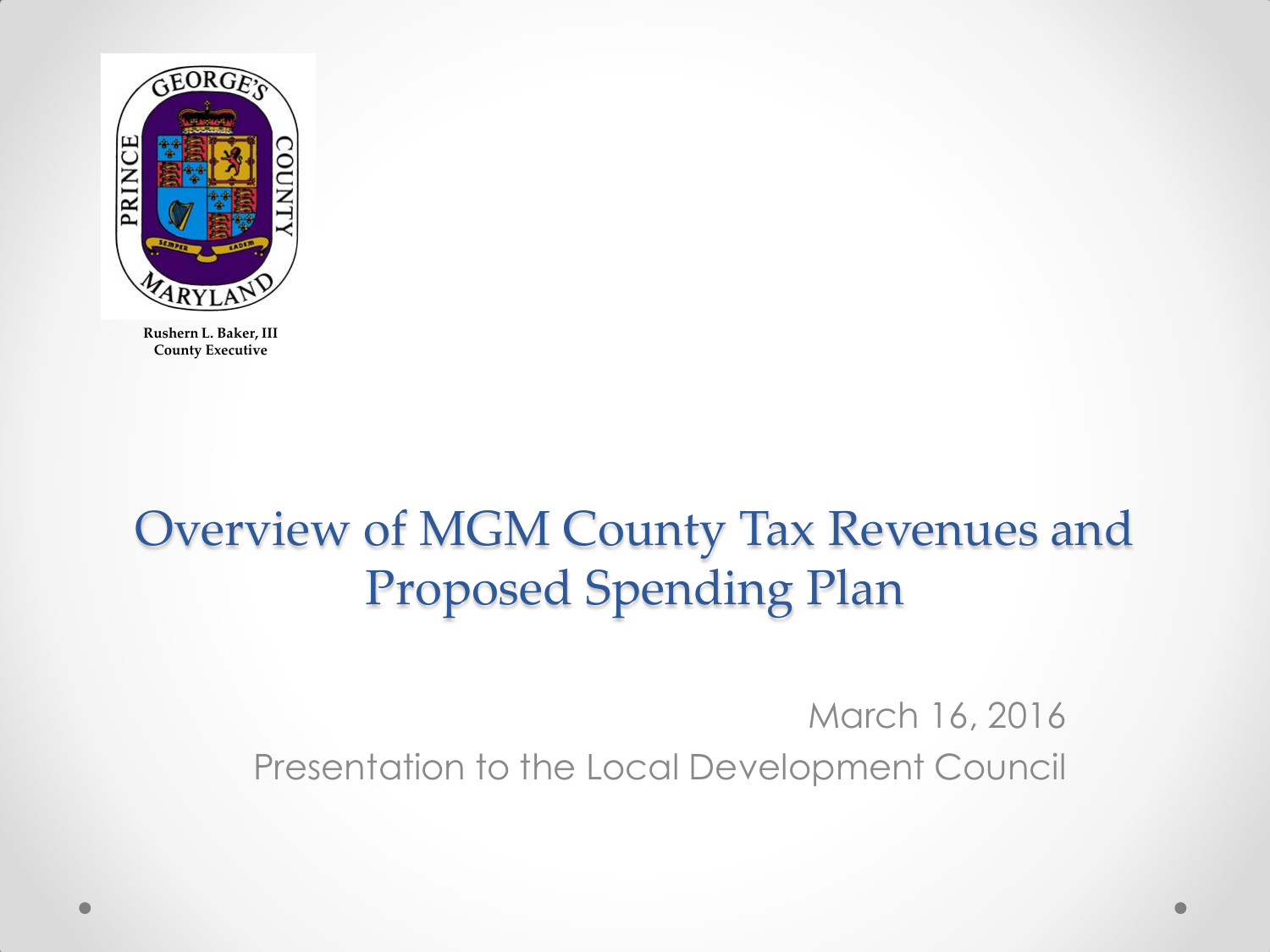Rushern L. Baker, III
County Executive

# Overview of MGM County Tax Revenues and Proposed Spending Plan

March 16, 2016

Presentation to the Local Development Council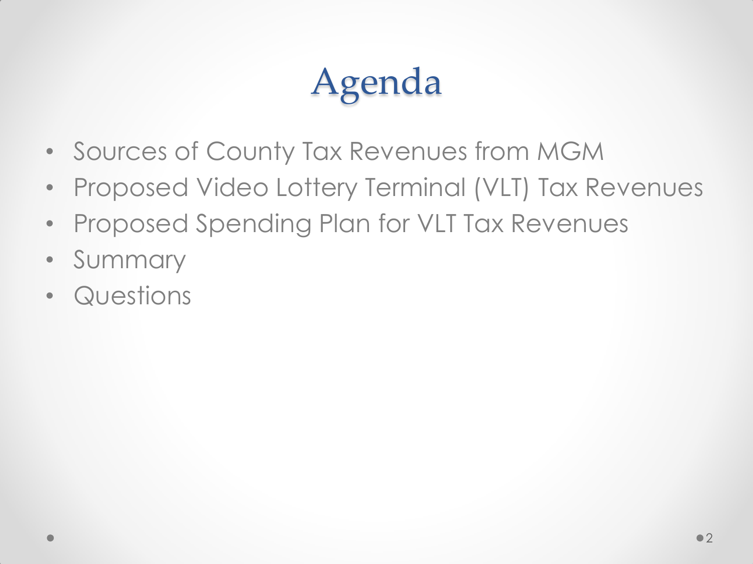# Agenda

- Sources of County Tax Revenues from MGM
- Proposed Video Lottery Terminal (VLT) Tax Revenues
- Proposed Spending Plan for VLT Tax Revenues
- Summary
- Questions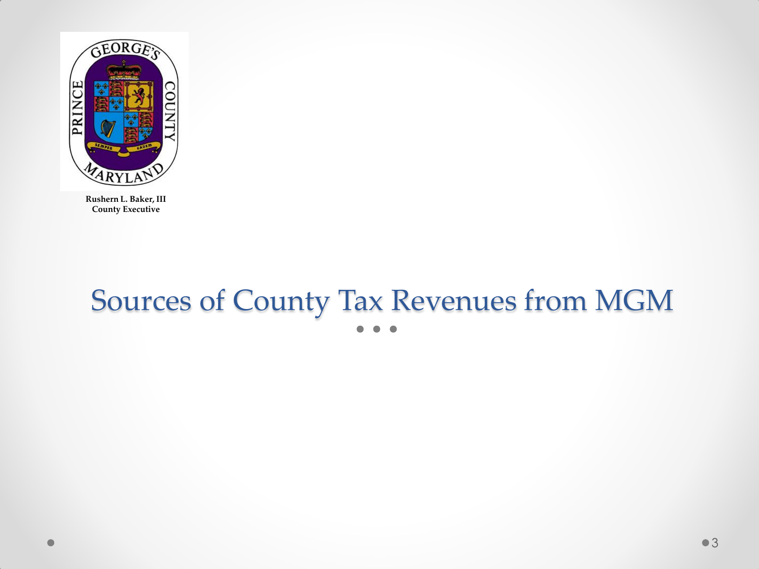Rushern L. Baker, III
County Executive

# Sources of County Tax Revenues from MGM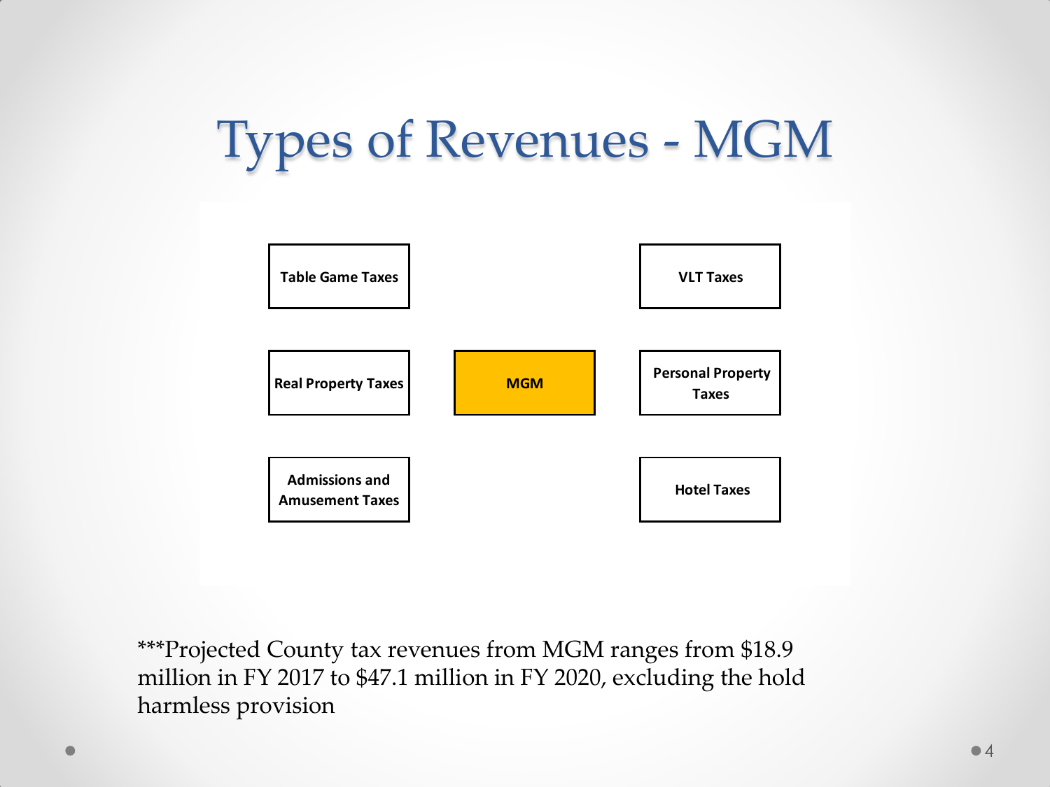# Types of Revenues - MGM

- Table Game Taxes
- VLT Taxes
- Real Property Taxes
- **MGM**
- Personal Property Taxes
- Admissions and Amusement Taxes
- Hotel Taxes

***Projected County tax revenues from MGM ranges from $18.9 million in FY 2017 to $47.1 million in FY 2020, excluding the hold harmless provision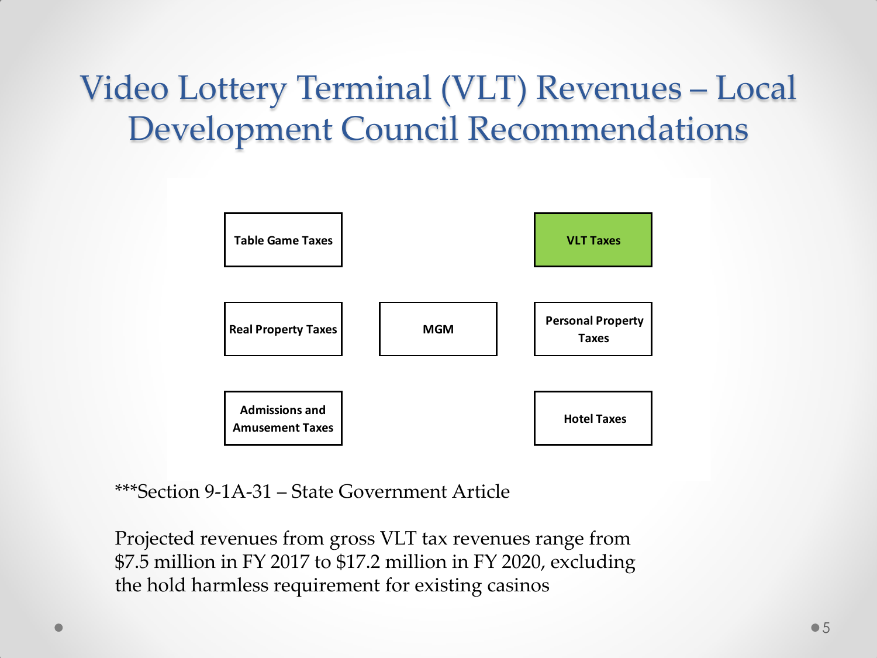# Video Lottery Terminal (VLT) Revenues – Local Development Council Recommendations

Table Game Taxes

VLT Taxes

Real Property Taxes

MGM

Personal Property Taxes

Admissions and Amusement Taxes

Hotel Taxes

***Section 9-1A-31 – State Government Article

Projected revenues from gross VLT tax revenues range from $7.5 million in FY 2017 to $17.2 million in FY 2020, excluding the hold harmless requirement for existing casinos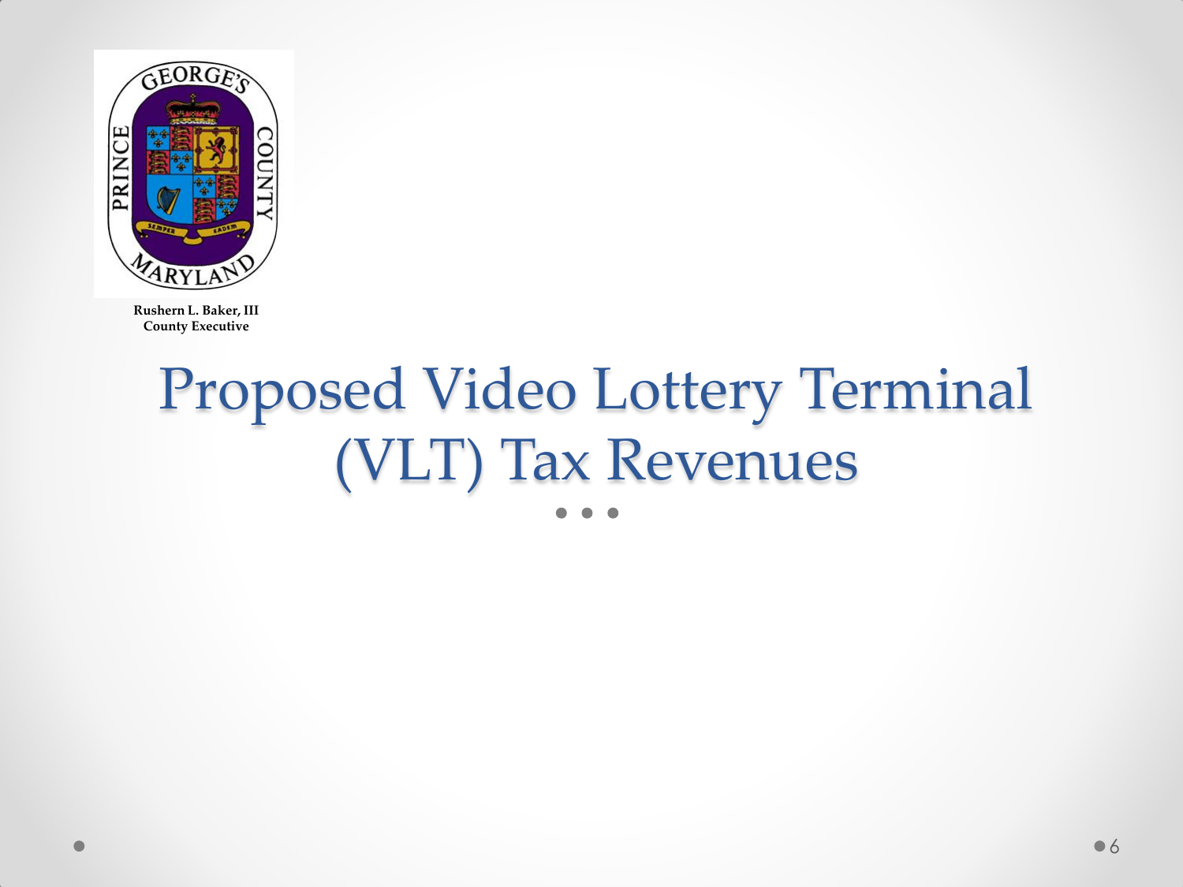Rushern L. Baker, III
County Executive

# Proposed Video Lottery Terminal (VLT) Tax Revenues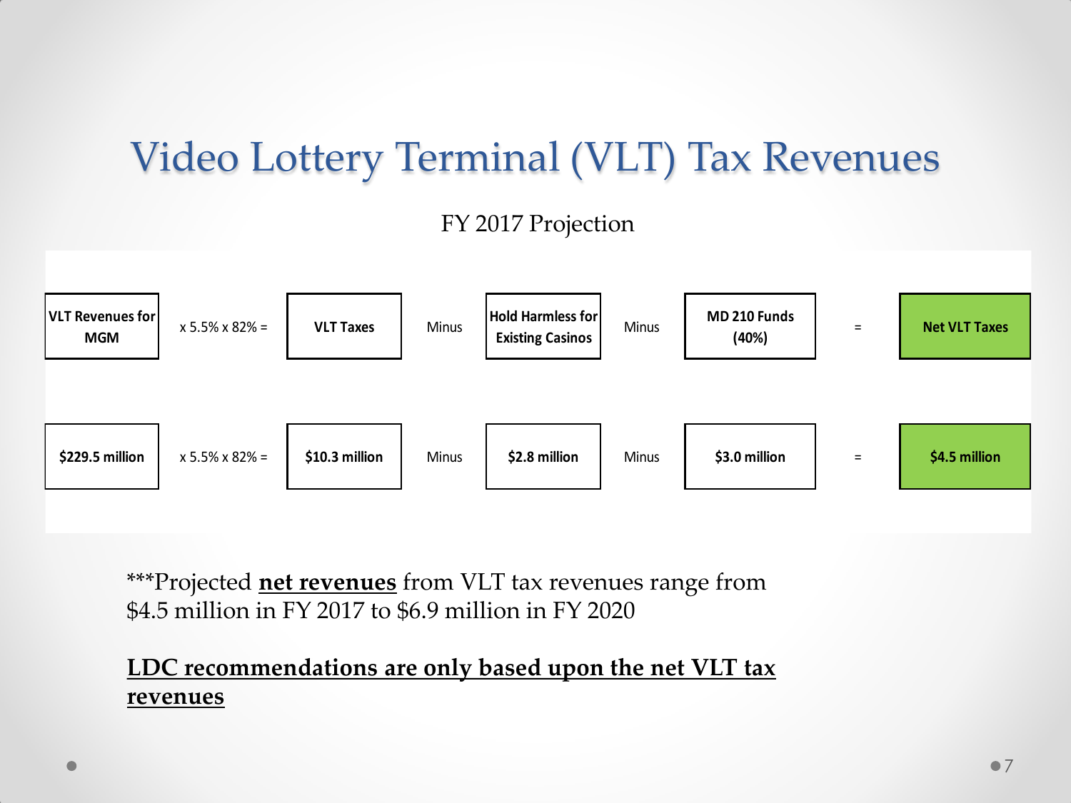# Video Lottery Terminal (VLT) Tax Revenues

FY 2017 Projection

| VLT Revenues for MGM | x 5.5% x 82% = | VLT Taxes | Minus | Hold Harmless for Existing Casinos | Minus | MD 210 Funds (40%) | = | Net VLT Taxes |
|---|---|---|---|---|---|---|---|---|
| $229.5 million | x 5.5% x 82% = | $10.3 million | Minus | $2.8 million | Minus | $3.0 million | = | $4.5 million |

***Projected **net revenues** from VLT tax revenues range from $4.5 million in FY 2017 to $6.9 million in FY 2020

**LDC recommendations are only based upon the net VLT tax revenues**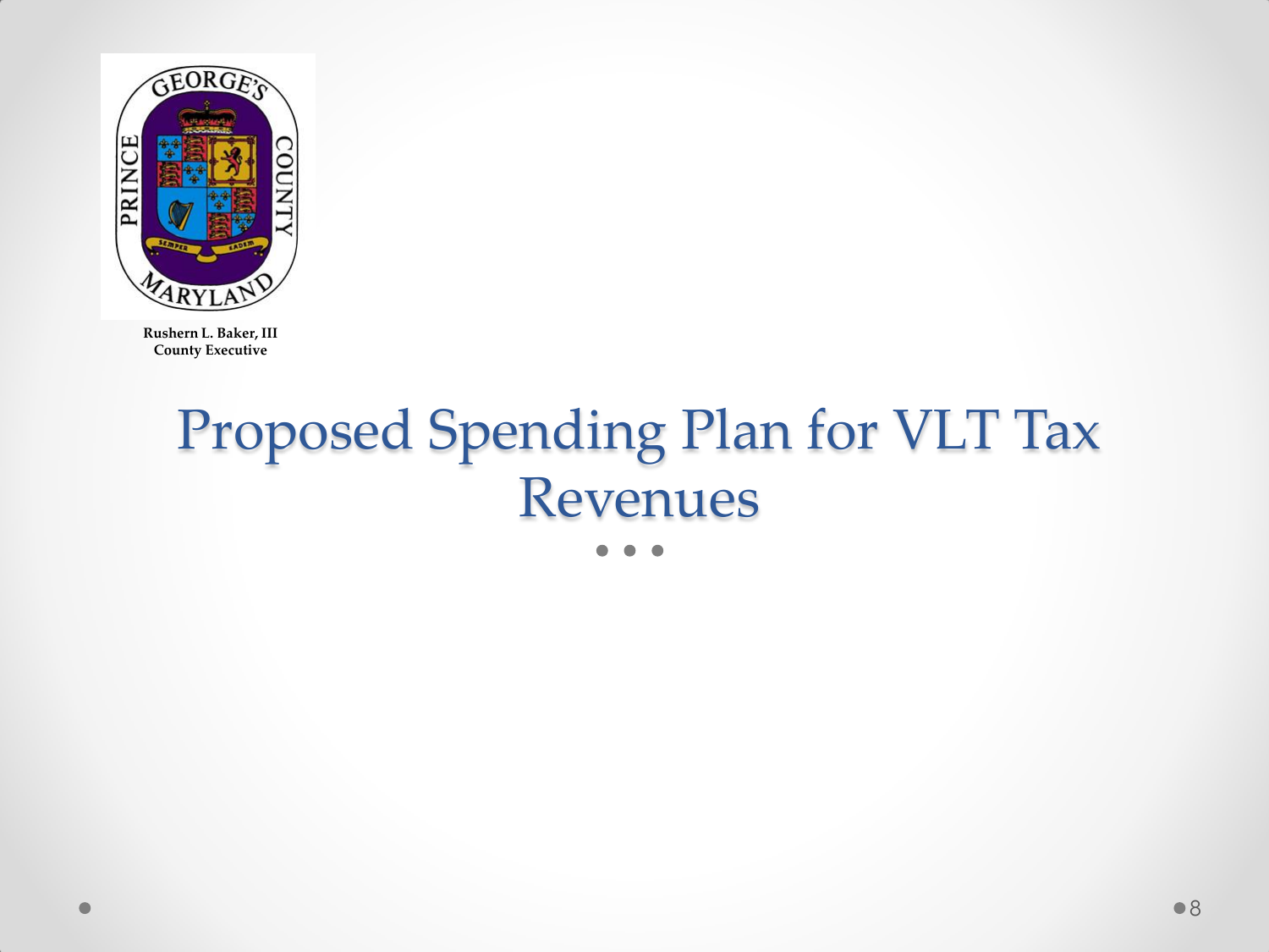Rushern L. Baker, III
County Executive

# Proposed Spending Plan for VLT Tax Revenues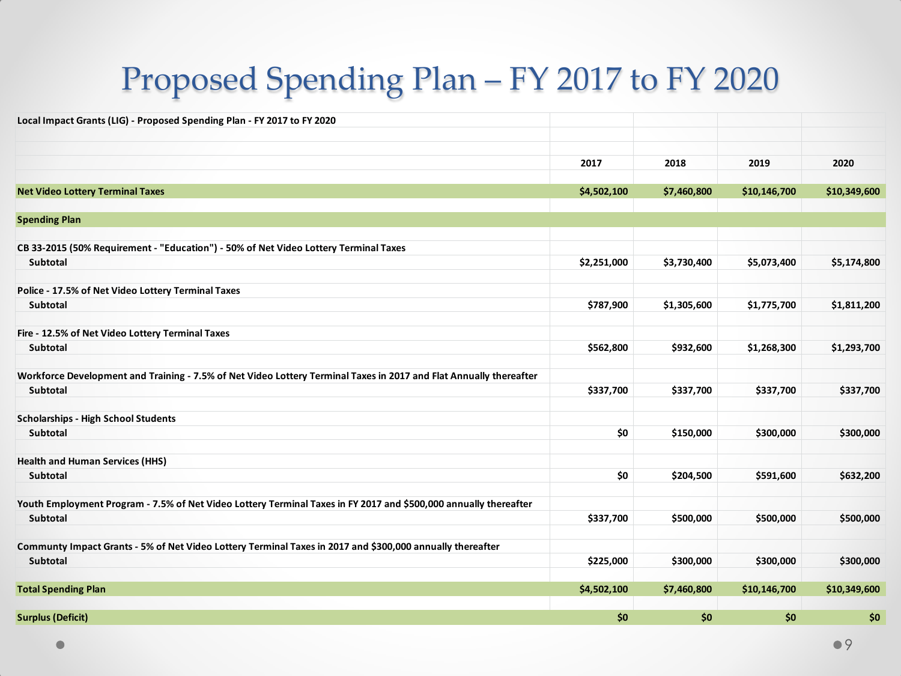# Proposed Spending Plan – FY 2017 to FY 2020

| Local Impact Grants (LIG) - Proposed Spending Plan - FY 2017 to FY 2020 | | | | |
|---|---|---|---|---|
| | **2017** | **2018** | **2019** | **2020** |
| **Net Video Lottery Terminal Taxes** | **$4,502,100** | **$7,460,800** | **$10,146,700** | **$10,349,600** |
| **Spending Plan** | | | | |
| **CB 33-2015 (50% Requirement - "Education") - 50% of Net Video Lottery Terminal Taxes** | | | | |
| **Subtotal** | **$2,251,000** | **$3,730,400** | **$5,073,400** | **$5,174,800** |
| **Police - 17.5% of Net Video Lottery Terminal Taxes** | | | | |
| **Subtotal** | **$787,900** | **$1,305,600** | **$1,775,700** | **$1,811,200** |
| **Fire - 12.5% of Net Video Lottery Terminal Taxes** | | | | |
| **Subtotal** | **$562,800** | **$932,600** | **$1,268,300** | **$1,293,700** |
| **Workforce Development and Training - 7.5% of Net Video Lottery Terminal Taxes in 2017 and Flat Annually thereafter** | | | | |
| **Subtotal** | **$337,700** | **$337,700** | **$337,700** | **$337,700** |
| **Scholarships - High School Students** | | | | |
| **Subtotal** | **$0** | **$150,000** | **$300,000** | **$300,000** |
| **Health and Human Services (HHS)** | | | | |
| **Subtotal** | **$0** | **$204,500** | **$591,600** | **$632,200** |
| **Youth Employment Program - 7.5% of Net Video Lottery Terminal Taxes in FY 2017 and $500,000 annually thereafter** | | | | |
| **Subtotal** | **$337,700** | **$500,000** | **$500,000** | **$500,000** |
| **Commmunty Impact Grants - 5% of Net Video Lottery Terminal Taxes in 2017 and $300,000 annually thereafter** | | | | |
| **Subtotal** | **$225,000** | **$300,000** | **$300,000** | **$300,000** |
| **Total Spending Plan** | **$4,502,100** | **$7,460,800** | **$10,146,700** | **$10,349,600** |
| **Surplus (Deficit)** | **$0** | **$0** | **$0** | **$0** |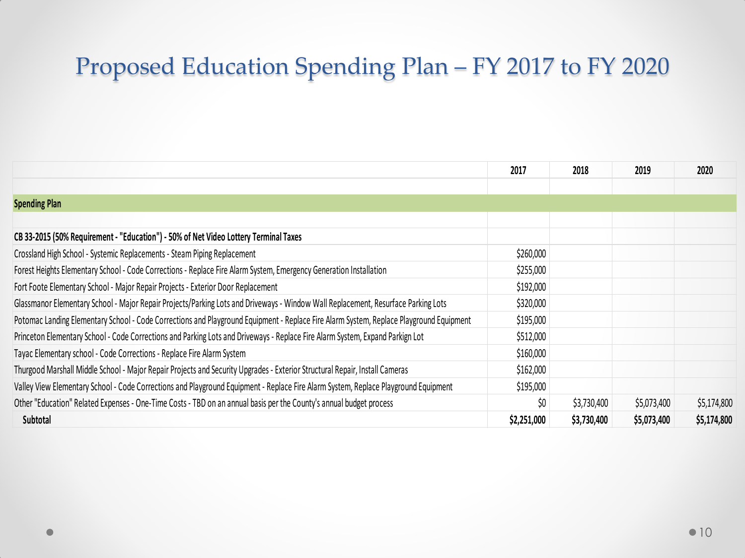# Proposed Education Spending Plan – FY 2017 to FY 2020

| | 2017 | 2018 | 2019 | 2020 |
|---|---|---|---|---|
| | | | | |
| **Spending Plan** | | | | |
| | | | | |
| **CB 33-2015 (50% Requirement - "Education") - 50% of Net Video Lottery Terminal Taxes** | | | | |
| Crossland High School - Systemic Replacements - Steam Piping Replacement | $260,000 | | | |
| Forest Heights Elementary School - Code Corrections - Replace Fire Alarm System, Emergency Generation Installation | $255,000 | | | |
| Fort Foote Elementary School - Major Repair Projects - Exterior Door Replacement | $192,000 | | | |
| Glassmanor Elementary School - Major Repair Projects/Parking Lots and Driveways - Window Wall Replacement, Resurface Parking Lots | $320,000 | | | |
| Potomac Landing Elementary School - Code Corrections and Playground Equipment - Replace Fire Alarm System, Replace Playground Equipment | $195,000 | | | |
| Princeton Elementary School - Code Corrections and Parking Lots and Driveways - Replace Fire Alarm System, Expand Parkign Lot | $512,000 | | | |
| Tayac Elementary school - Code Corrections - Replace Fire Alarm System | $160,000 | | | |
| Thurgood Marshall Middle School - Major Repair Projects and Security Upgrades - Exterior Structural Repair, Install Cameras | $162,000 | | | |
| Valley View Elementary School - Code Corrections and Playground Equipment - Replace Fire Alarm System, Replace Playground Equipment | $195,000 | | | |
| Other "Education" Related Expenses - One-Time Costs - TBD on an annual basis per the County's annual budget process | $0 | $3,730,400 | $5,073,400 | $5,174,800 |
| **Subtotal** | **$2,251,000** | **$3,730,400** | **$5,073,400** | **$5,174,800** |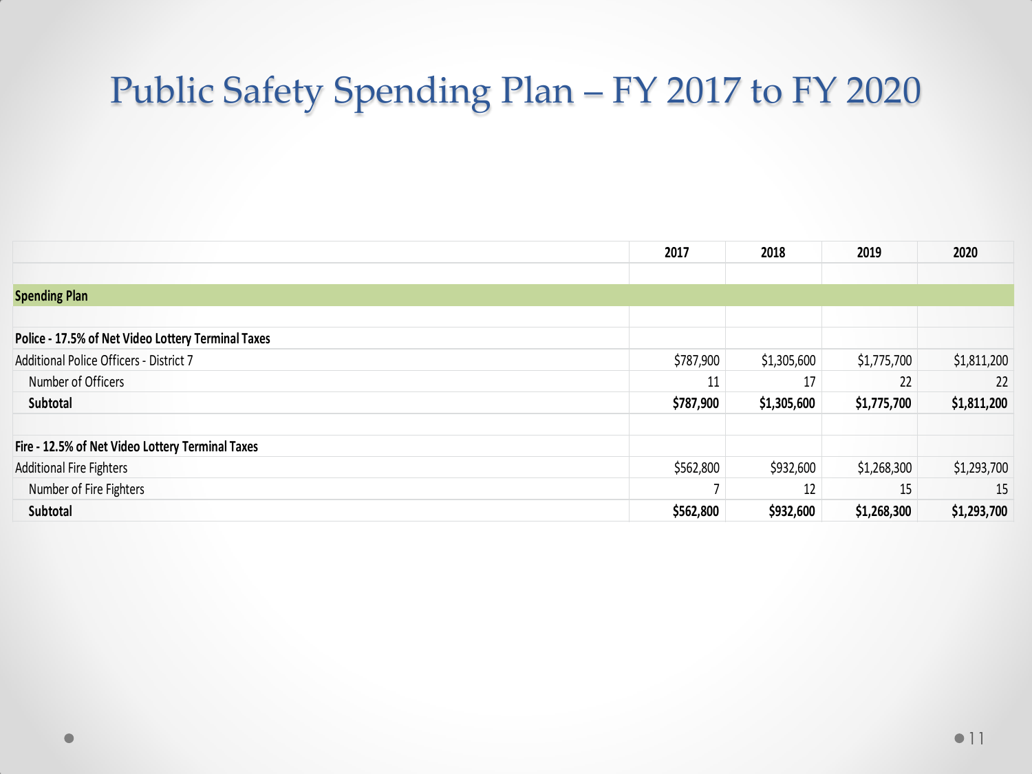# Public Safety Spending Plan – FY 2017 to FY 2020

| | 2017 | 2018 | 2019 | 2020 |
|---|---|---|---|---|
| | | | | |
| **Spending Plan** | | | | |
| | | | | |
| **Police - 17.5% of Net Video Lottery Terminal Taxes** | | | | |
| Additional Police Officers - District 7 | $787,900 | $1,305,600 | $1,775,700 | $1,811,200 |
| Number of Officers | 11 | 17 | 22 | 22 |
| **Subtotal** | **$787,900** | **$1,305,600** | **$1,775,700** | **$1,811,200** |
| | | | | |
| **Fire - 12.5% of Net Video Lottery Terminal Taxes** | | | | |
| Additional Fire Fighters | $562,800 | $932,600 | $1,268,300 | $1,293,700 |
| Number of Fire Fighters | 7 | 12 | 15 | 15 |
| **Subtotal** | **$562,800** | **$932,600** | **$1,268,300** | **$1,293,700** |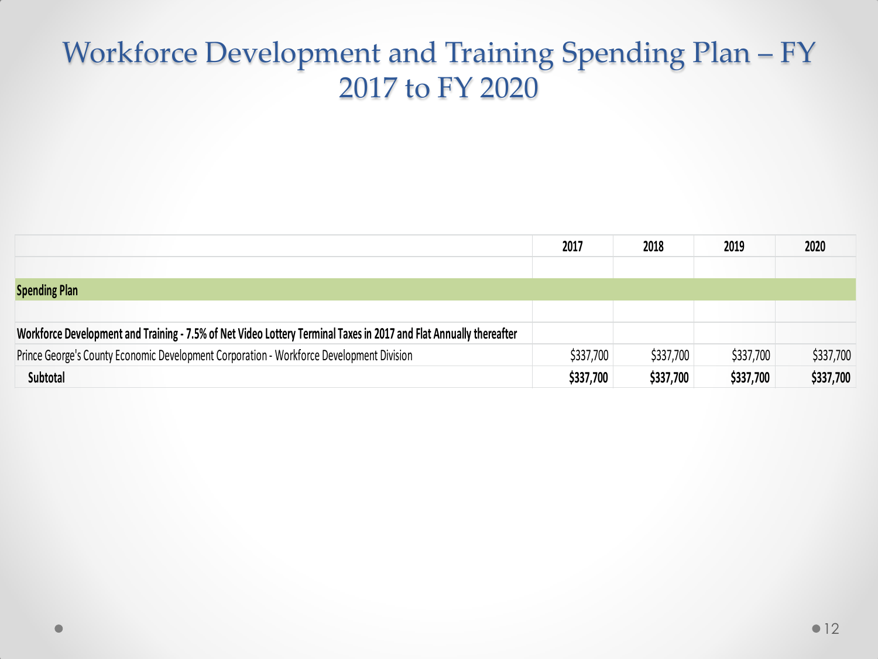# Workforce Development and Training Spending Plan – FY 2017 to FY 2020

| | 2017 | 2018 | 2019 | 2020 |
|---|---|---|---|---|
| | | | | |
| **Spending Plan** | | | | |
| | | | | |
| **Workforce Development and Training - 7.5% of Net Video Lottery Terminal Taxes in 2017 and Flat Annually thereafter** | | | | |
| Prince George's County Economic Development Corporation - Workforce Development Division | $337,700 | $337,700 | $337,700 | $337,700 |
| **Subtotal** | **$337,700** | **$337,700** | **$337,700** | **$337,700** |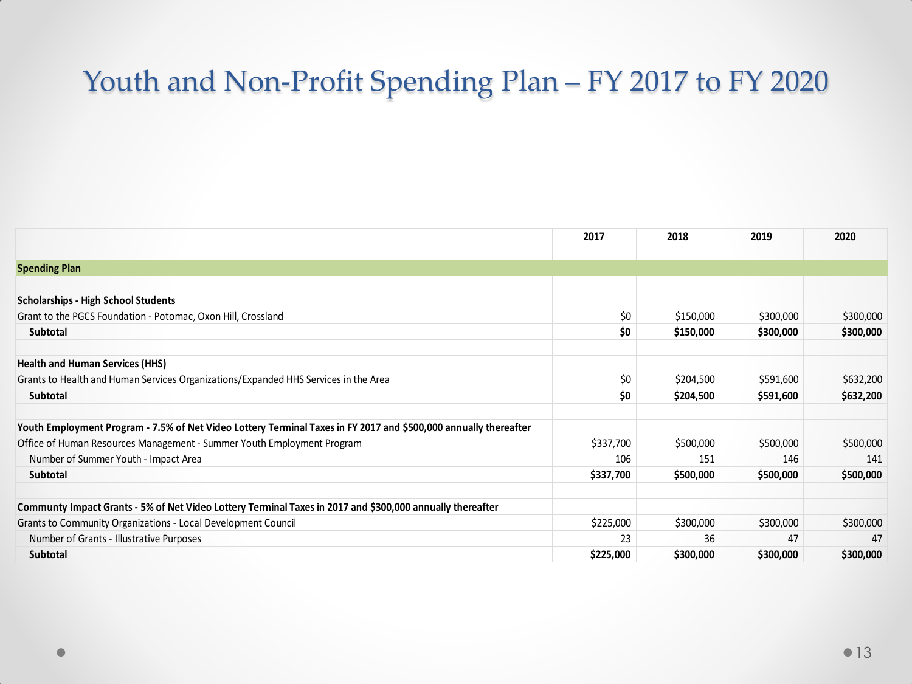# Youth and Non-Profit Spending Plan – FY 2017 to FY 2020

| | 2017 | 2018 | 2019 | 2020 |
|---|---|---|---|---|
| **Spending Plan** | | | | |
| **Scholarships - High School Students** | | | | |
| Grant to the PGCS Foundation - Potomac, Oxon Hill, Crossland | $0 | $150,000 | $300,000 | $300,000 |
| **Subtotal** | **$0** | **$150,000** | **$300,000** | **$300,000** |
| **Health and Human Services (HHS)** | | | | |
| Grants to Health and Human Services Organizations/Expanded HHS Services in the Area | $0 | $204,500 | $591,600 | $632,200 |
| **Subtotal** | **$0** | **$204,500** | **$591,600** | **$632,200** |
| **Youth Employment Program - 7.5% of Net Video Lottery Terminal Taxes in FY 2017 and $500,000 annually thereafter** | | | | |
| Office of Human Resources Management - Summer Youth Employment Program | $337,700 | $500,000 | $500,000 | $500,000 |
| Number of Summer Youth - Impact Area | 106 | 151 | 146 | 141 |
| **Subtotal** | **$337,700** | **$500,000** | **$500,000** | **$500,000** |
| **Communty Impact Grants - 5% of Net Video Lottery Terminal Taxes in 2017 and $300,000 annually thereafter** | | | | |
| Grants to Community Organizations - Local Development Council | $225,000 | $300,000 | $300,000 | $300,000 |
| Number of Grants - Illustrative Purposes | 23 | 36 | 47 | 47 |
| **Subtotal** | **$225,000** | **$300,000** | **$300,000** | **$300,000** |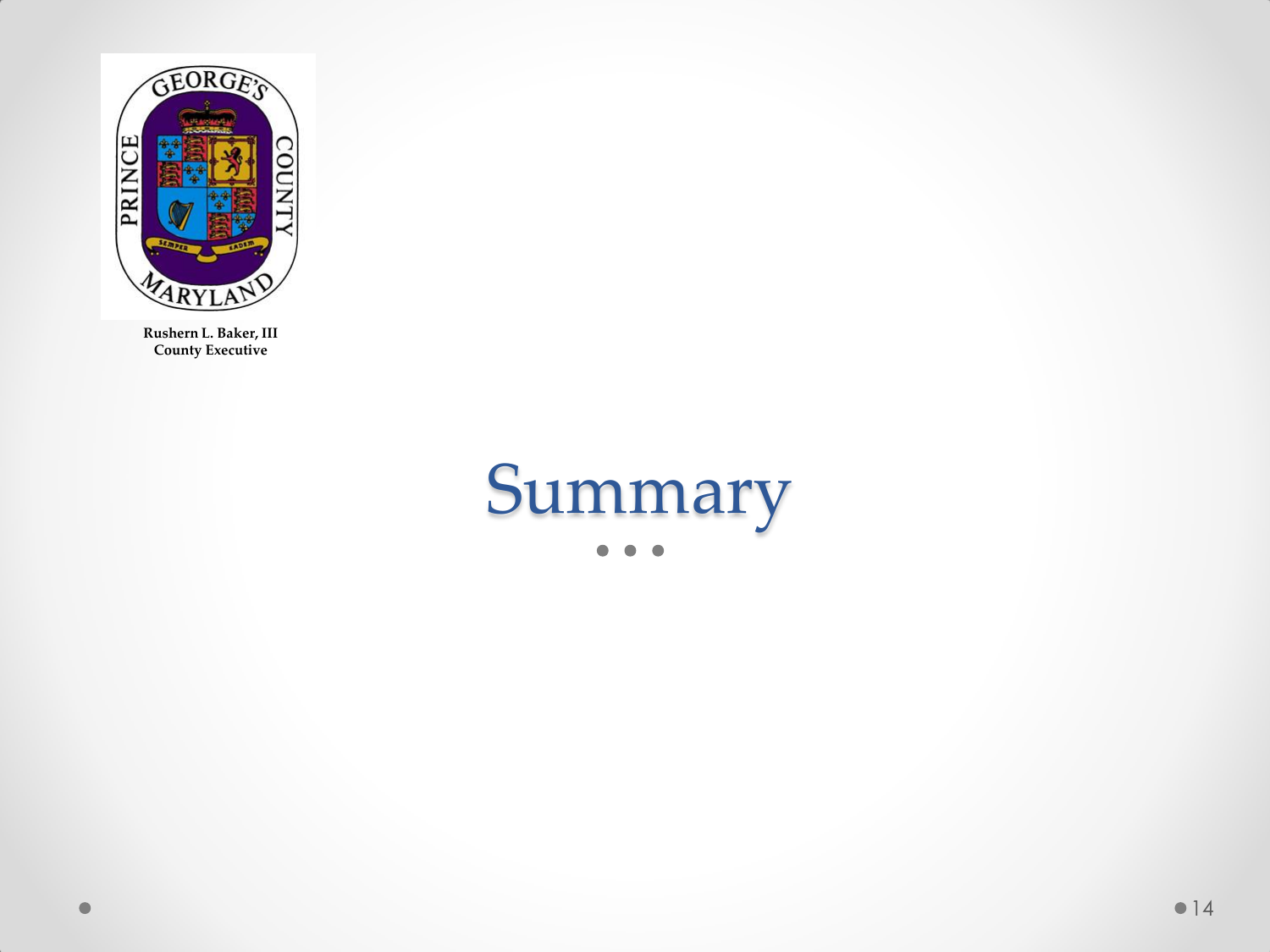Rushern L. Baker, III
County Executive

# Summary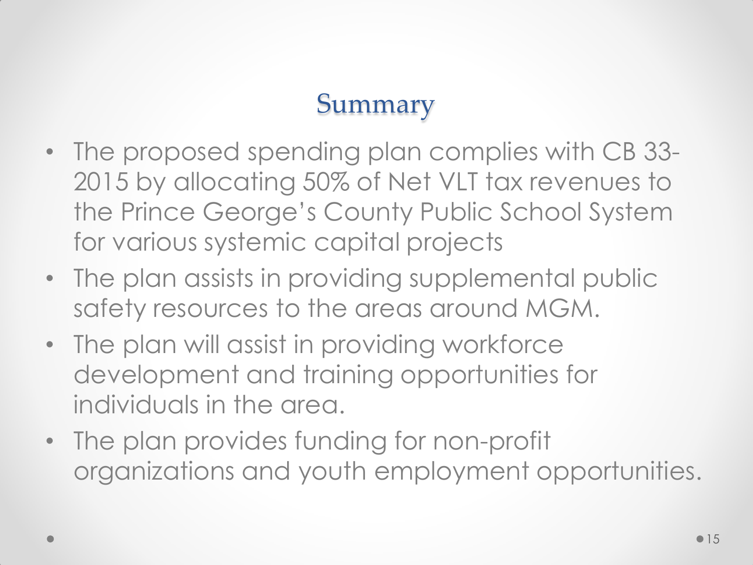# Summary

- The proposed spending plan complies with CB 33-2015 by allocating 50% of Net VLT tax revenues to the Prince George's County Public School System for various systemic capital projects
- The plan assists in providing supplemental public safety resources to the areas around MGM.
- The plan will assist in providing workforce development and training opportunities for individuals in the area.
- The plan provides funding for non-profit organizations and youth employment opportunities.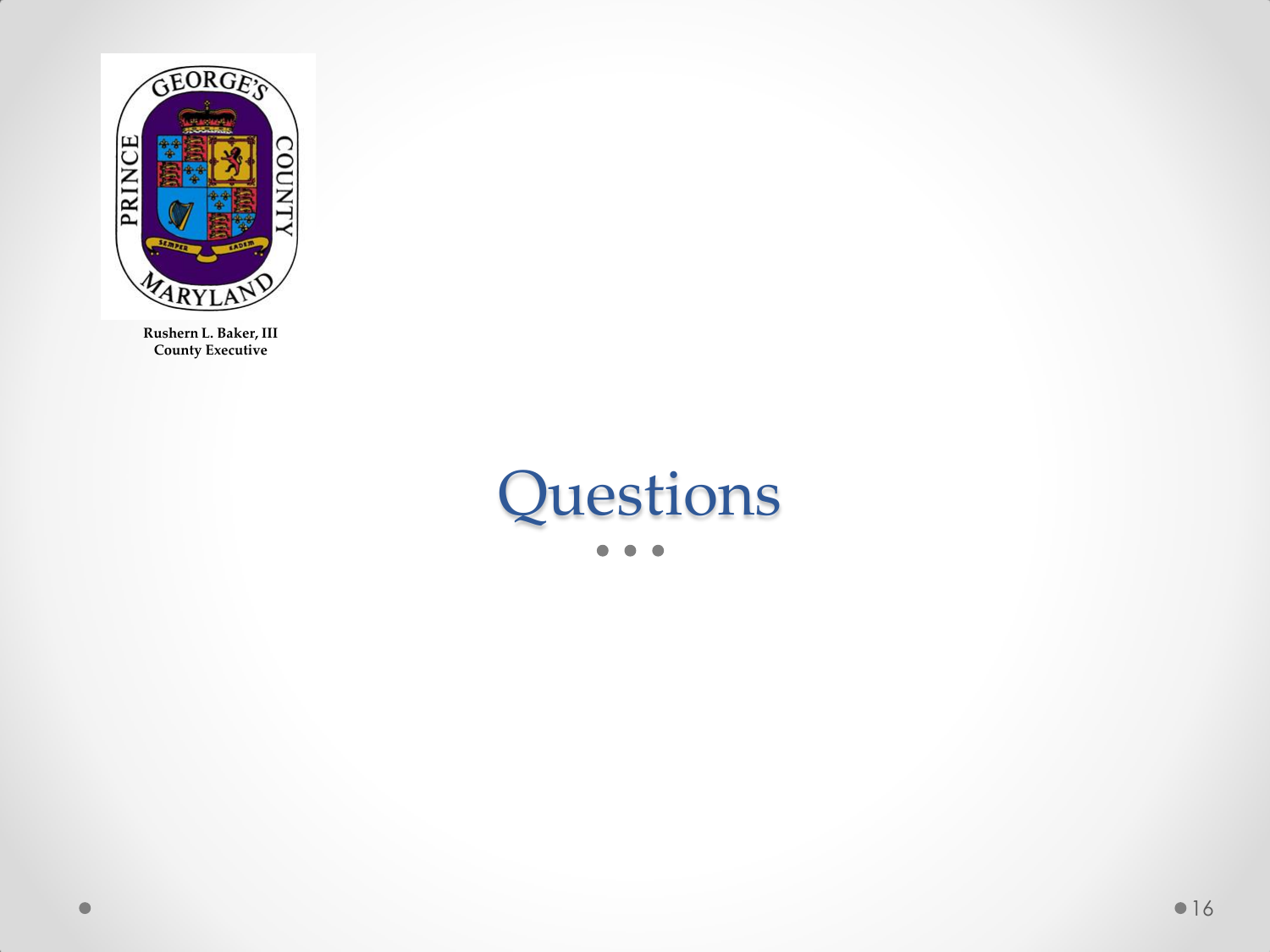**Rushern L. Baker, III**
**County Executive**

# Questions